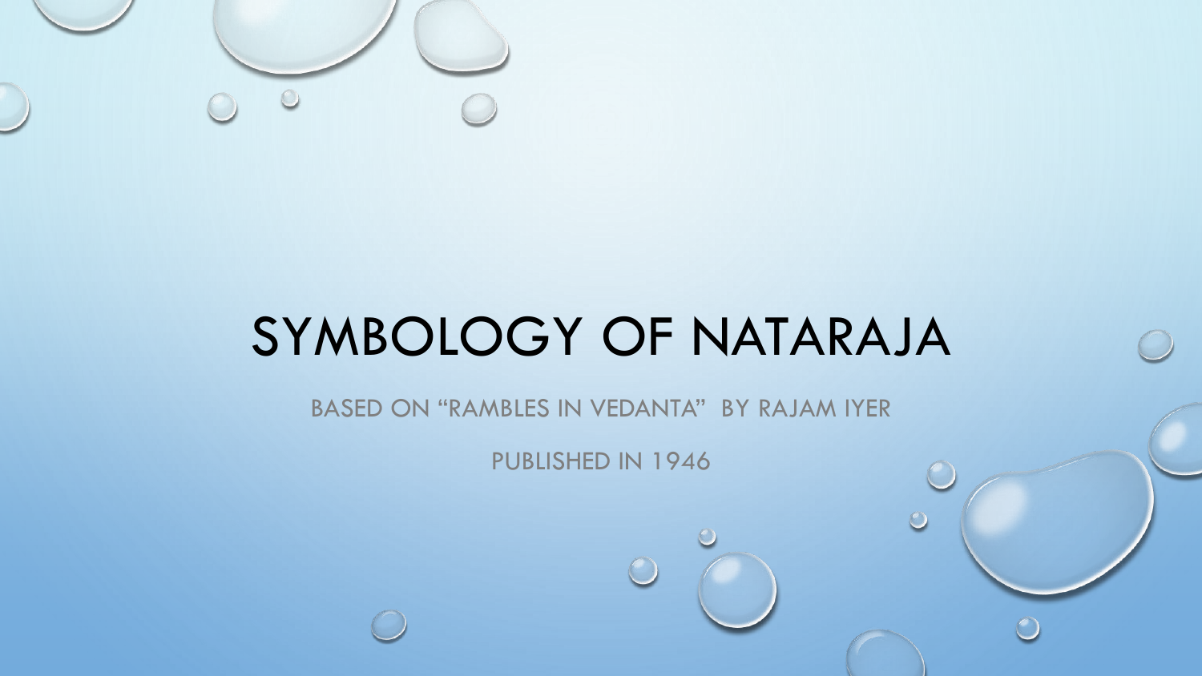# SYMBOLOGY OF NATARAJA

BASED ON "RAMBLES IN VEDANTA" BY RAJAM IYER

PUBLISHED IN 1946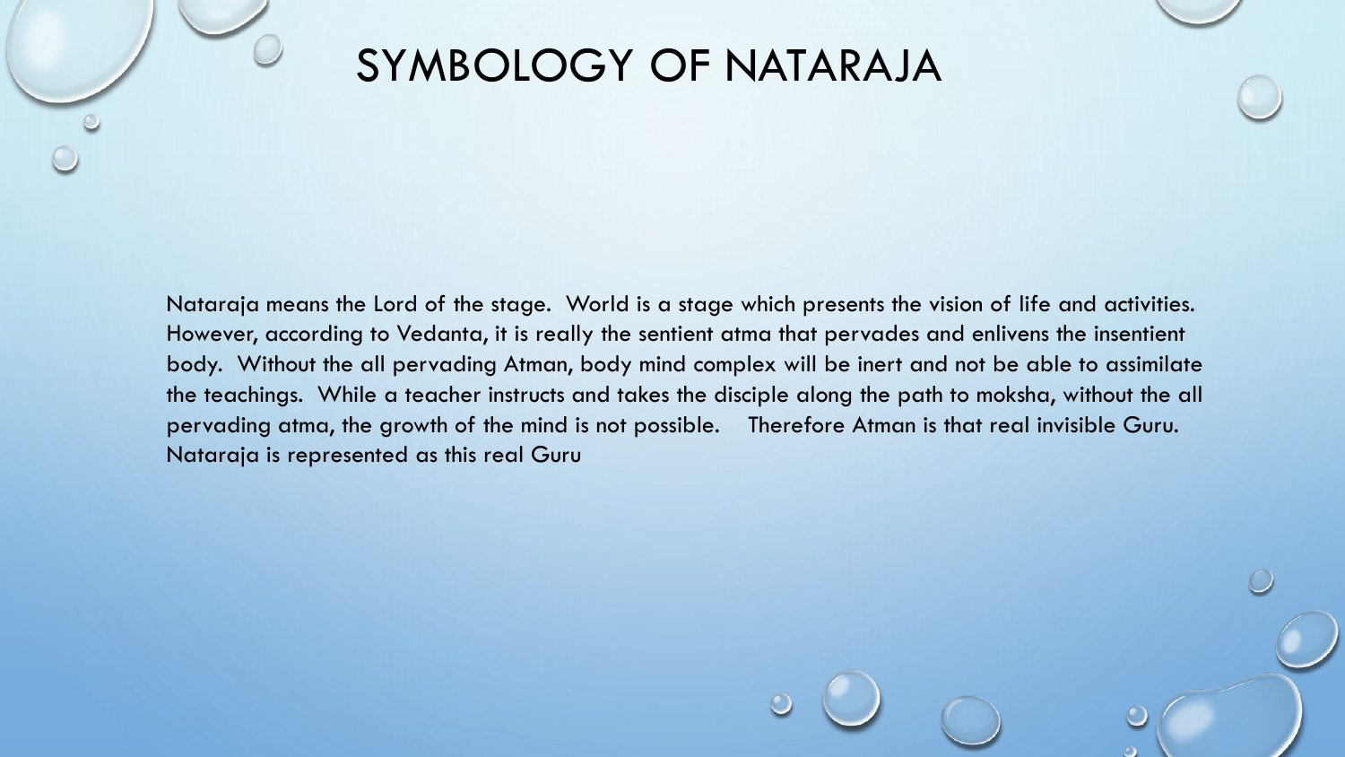# SYMBOLOGY OF NATARAJA

Nataraja means the Lord of the stage. World is a stage which presents the vision of life and activities. However, according to Vedanta, it is really the sentient atma that pervades and enlivens the insentient body. Without the all pervading Atman, body mind complex will be inert and not be able to assimilate the teachings. While a teacher instructs and takes the disciple along the path to moksha, without the all pervading atma, the growth of the mind is not possible. Therefore Atman is that real invisible Guru. Nataraja is represented as this real Guru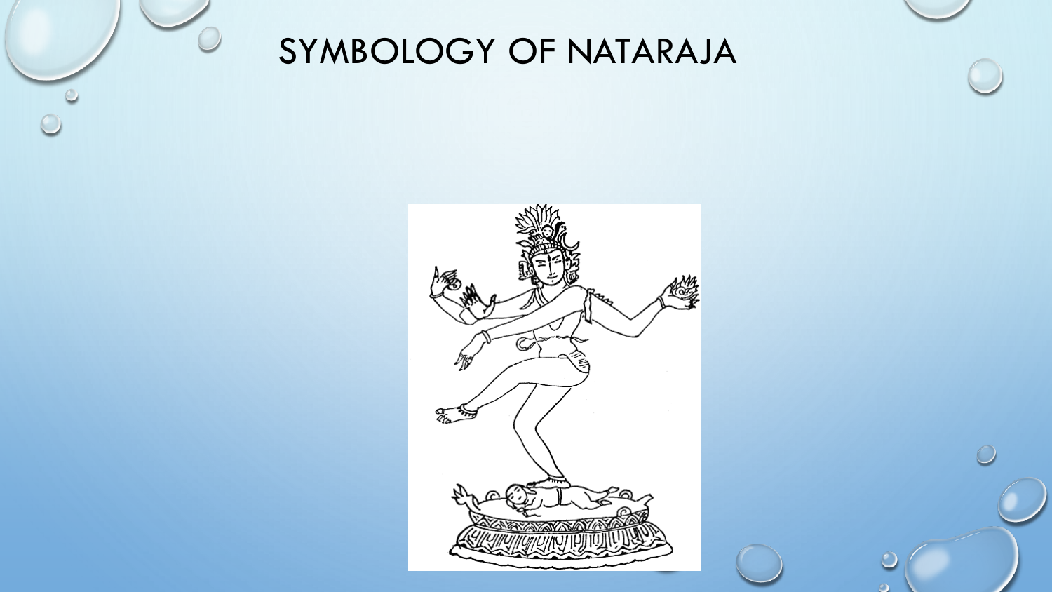# SYMBOLOGY OF NATARAJA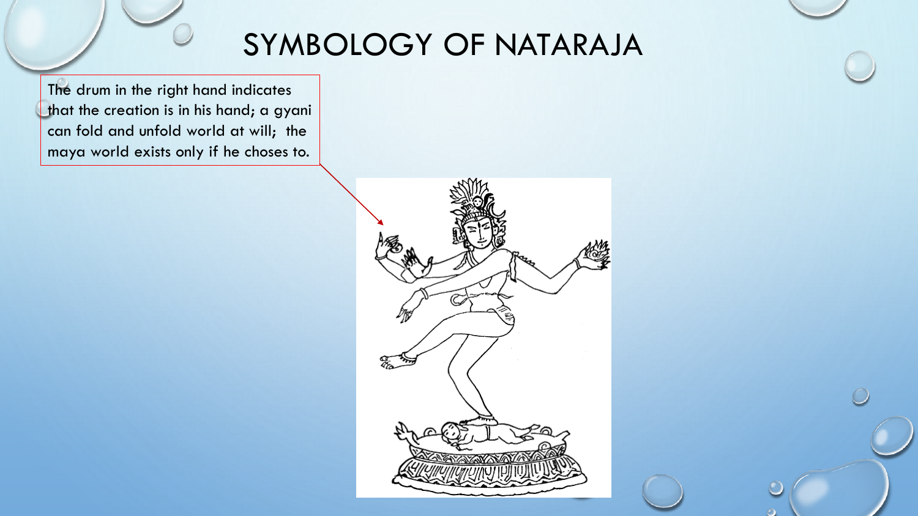# SYMBOLOGY OF NATARAJA

The drum in the right hand indicates that the creation is in his hand; a gyani can fold and unfold world at will; the maya world exists only if he choses to.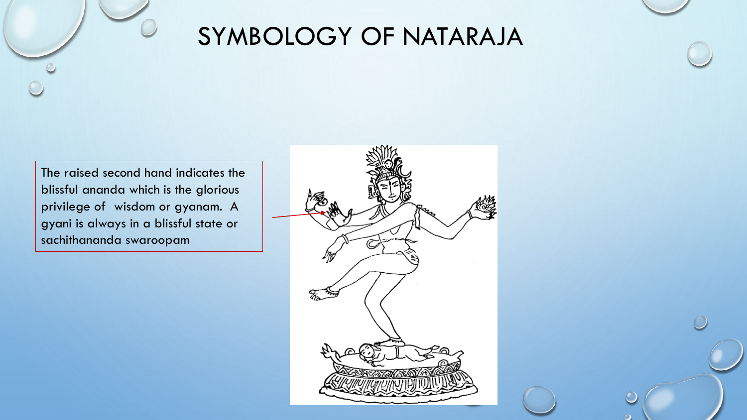# SYMBOLOGY OF NATARAJA

The raised second hand indicates the blissful ananda which is the glorious privilege of  wisdom or gyanam.  A gyani is always in a blissful state or sachithananda swaroopam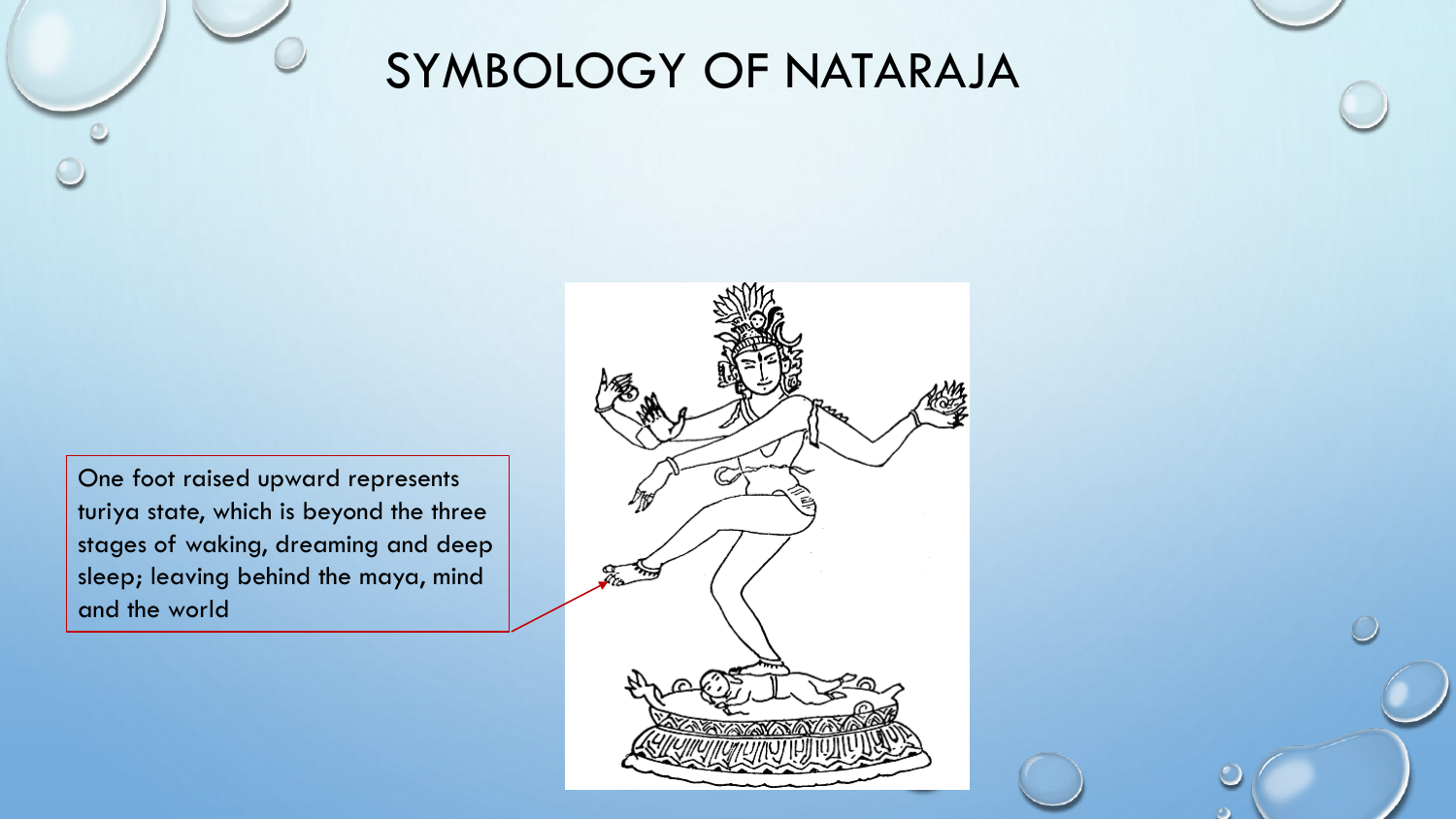# SYMBOLOGY OF NATARAJA

One foot raised upward represents turiya state, which is beyond the three stages of waking, dreaming and deep sleep; leaving behind the maya, mind and the world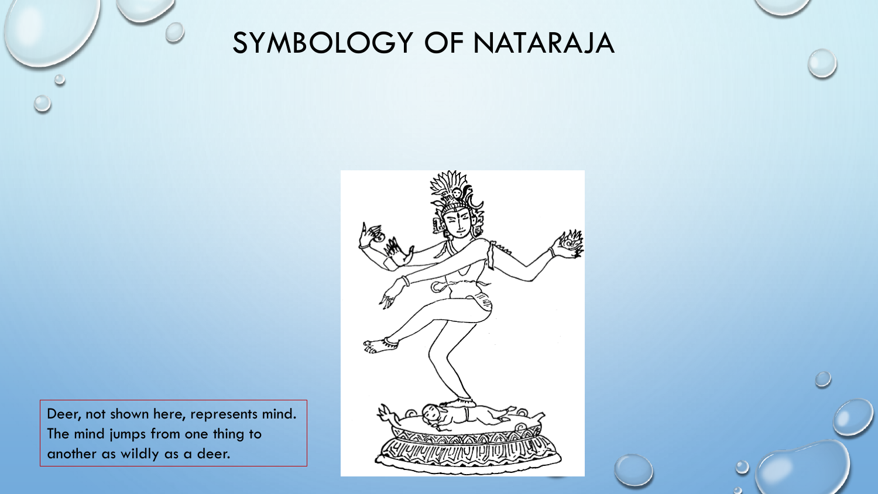# SYMBOLOGY OF NATARAJA

Deer, not shown here, represents mind. The mind jumps from one thing to another as wildly as a deer.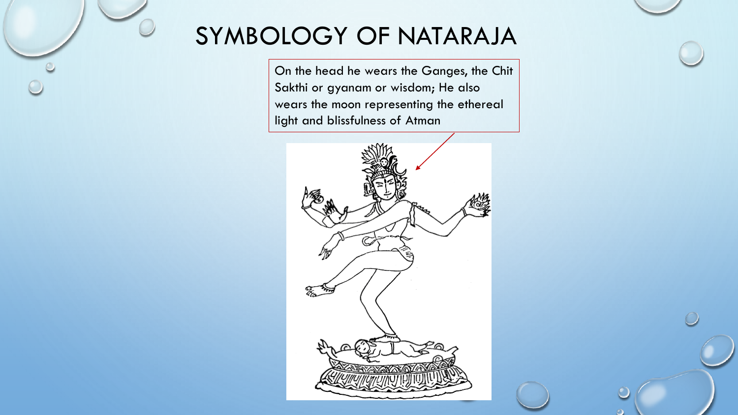# SYMBOLOGY OF NATARAJA

On the head he wears the Ganges, the Chit Sakthi or gyanam or wisdom; He also wears the moon representing the ethereal light and blissfulness of Atman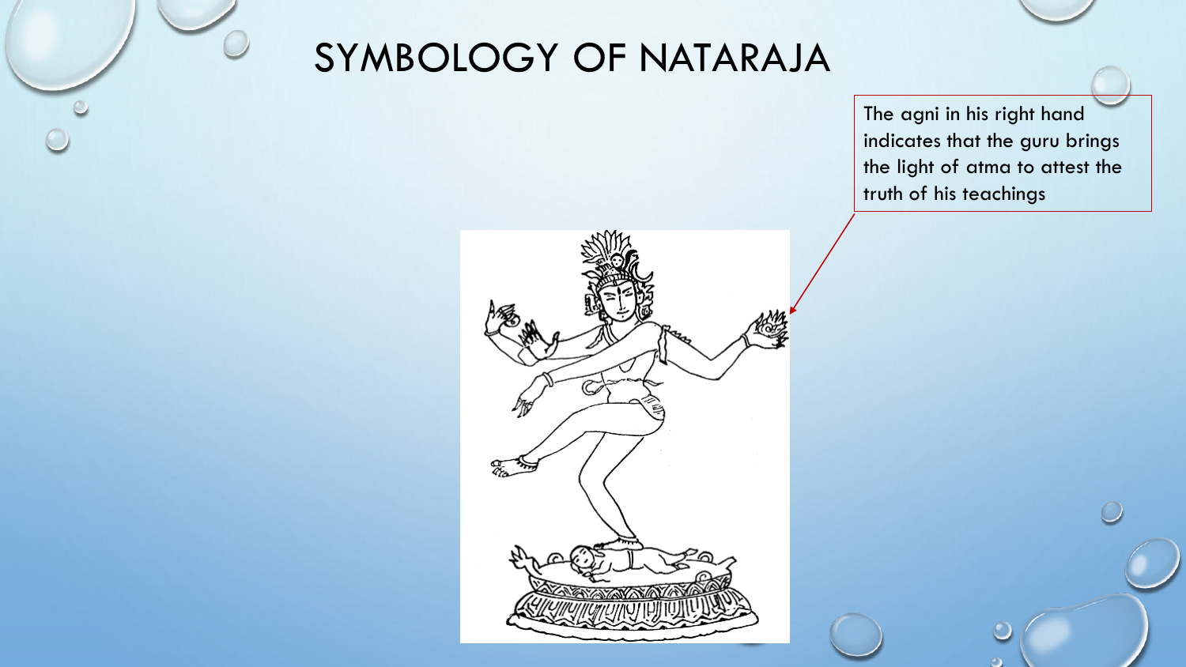# SYMBOLOGY OF NATARAJA

The agni in his right hand indicates that the guru brings the light of atma to attest the truth of his teachings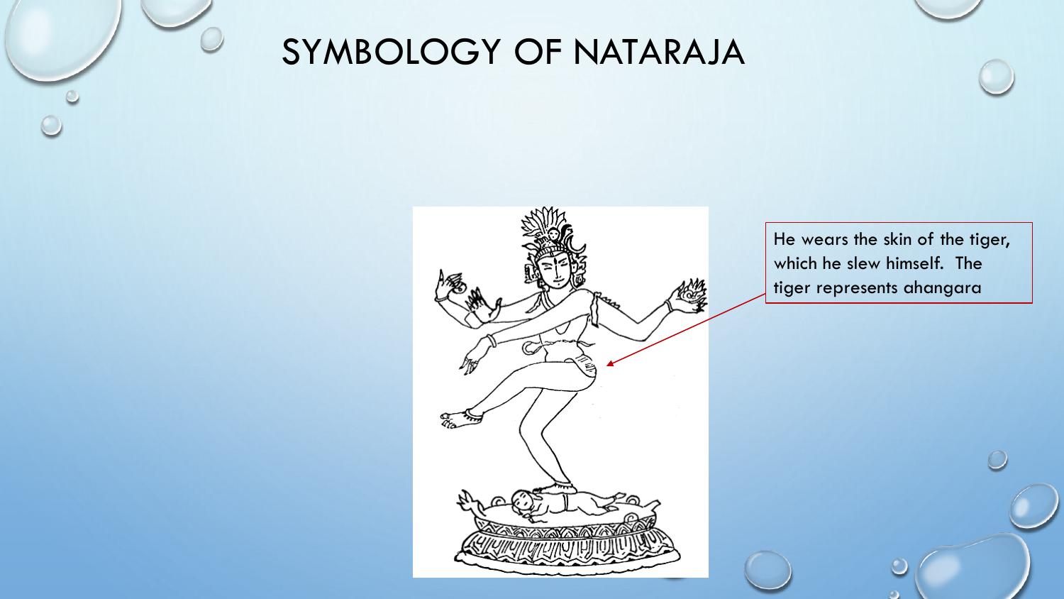# SYMBOLOGY OF NATARAJA

He wears the skin of the tiger, which he slew himself. The tiger represents ahangara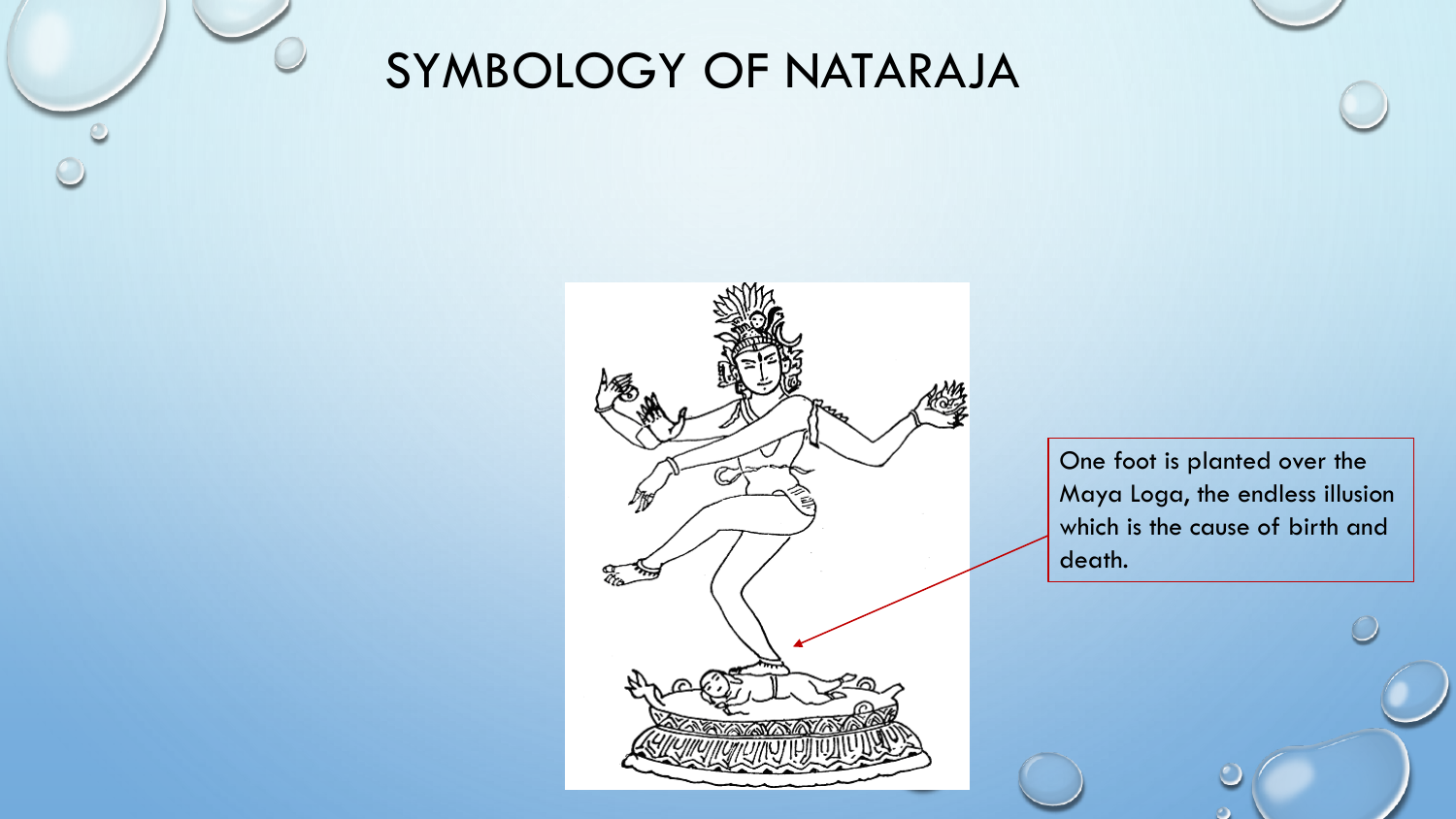# SYMBOLOGY OF NATARAJA

One foot is planted over the Maya Loga, the endless illusion which is the cause of birth and death.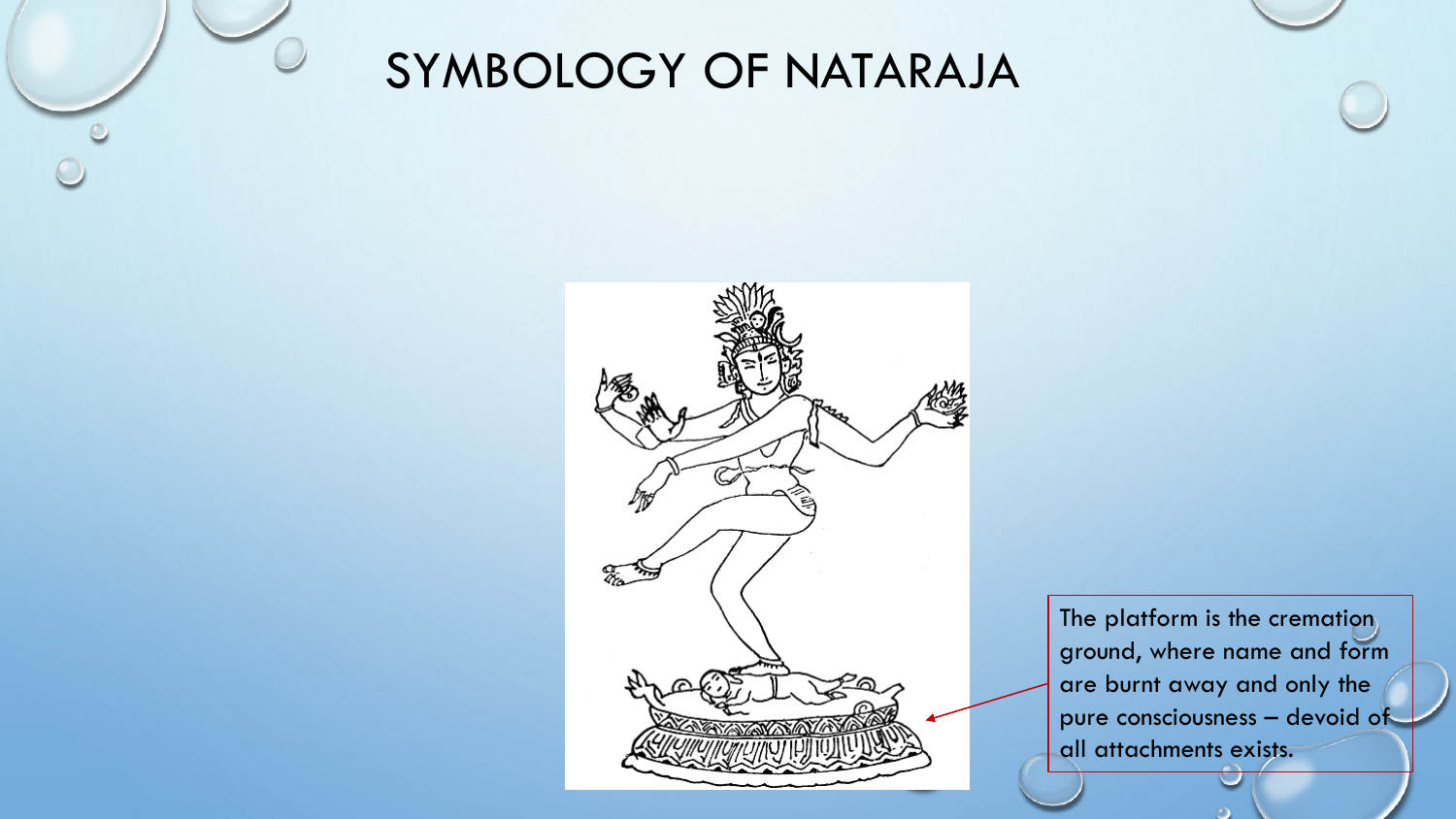# SYMBOLOGY OF NATARAJA

The platform is the cremation ground, where name and form are burnt away and only the pure consciousness – devoid of all attachments exists.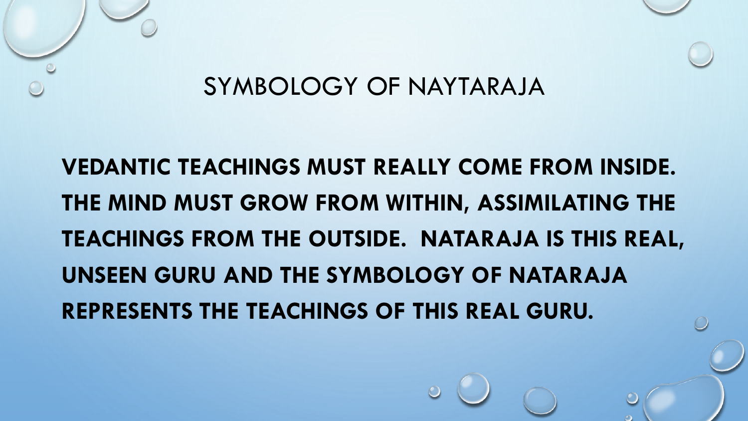# SYMBOLOGY OF NAYTARAJA

**VEDANTIC TEACHINGS MUST REALLY COME FROM INSIDE. THE MIND MUST GROW FROM WITHIN, ASSIMILATING THE TEACHINGS FROM THE OUTSIDE. NATARAJA IS THIS REAL, UNSEEN GURU AND THE SYMBOLOGY OF NATARAJA REPRESENTS THE TEACHINGS OF THIS REAL GURU.**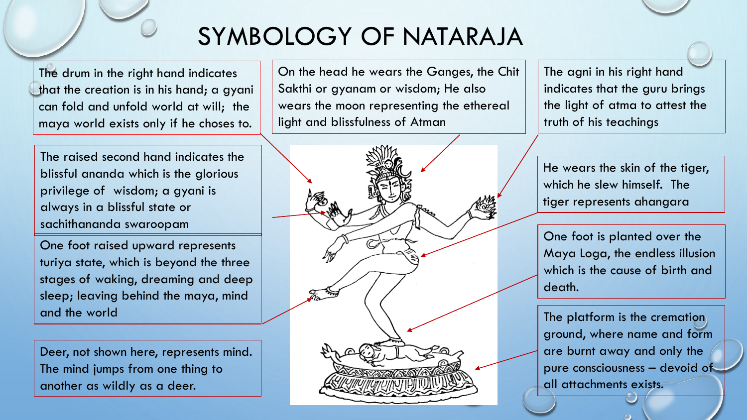# SYMBOLOGY OF NATARAJA

The drum in the right hand indicates that the creation is in his hand; a gyani can fold and unfold world at will; the maya world exists only if he choses to.

On the head he wears the Ganges, the Chit Sakthi or gyanam or wisdom; He also wears the moon representing the ethereal light and blissfulness of Atman

The agni in his right hand indicates that the guru brings the light of atma to attest the truth of his teachings

The raised second hand indicates the blissful ananda which is the glorious privilege of wisdom; a gyani is always in a blissful state or sachithananda swaroopam

He wears the skin of the tiger, which he slew himself. The tiger represents ahangara

One foot raised upward represents turiya state, which is beyond the three stages of waking, dreaming and deep sleep; leaving behind the maya, mind and the world

One foot is planted over the Maya Loga, the endless illusion which is the cause of birth and death.

Deer, not shown here, represents mind. The mind jumps from one thing to another as wildly as a deer.

The platform is the cremation ground, where name and form are burnt away and only the pure consciousness – devoid of all attachments exists.